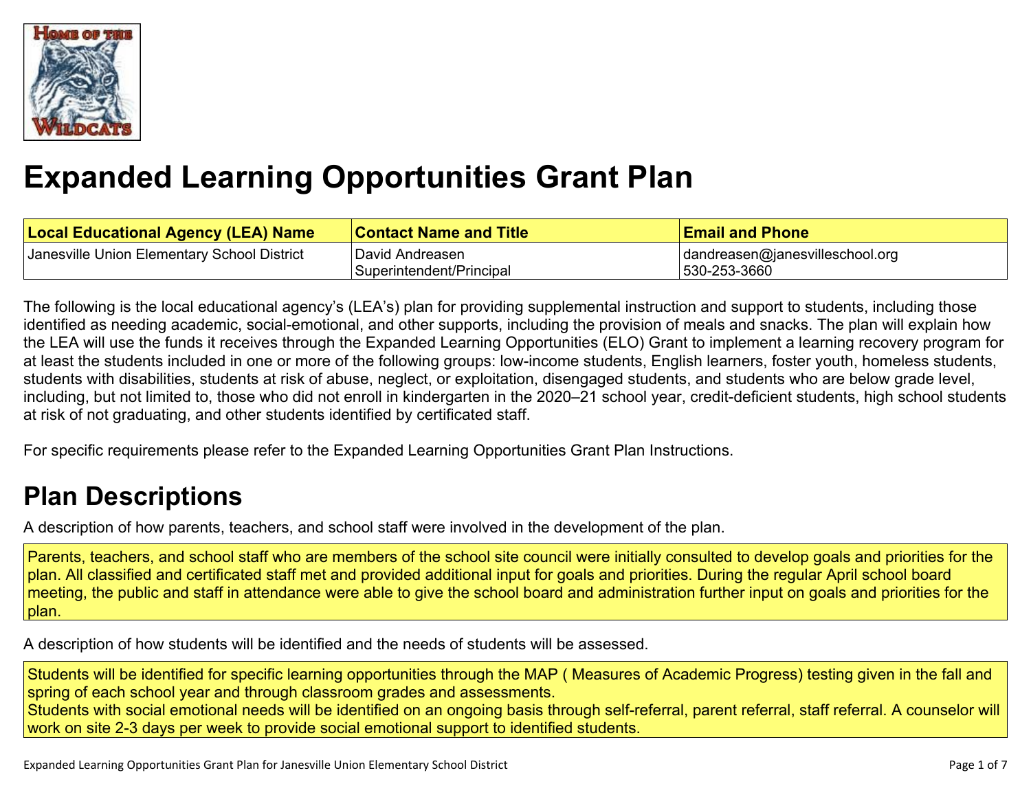# Expanded Learning Opportunities Grant Plan

| Local Educational Agency (LEA) Name | Contact Name and Title | Email and Phone |
| --- | --- | --- |
| Janesville Union Elementary School District | David Andreasen<br>Superintendent/Principal | dandreasen@janesvilleschool.org<br>530-253-3660 |

The following is the local educational agency's (LEA's) plan for providing supplemental instruction and support to students, including those identified as needing academic, social-emotional, and other supports, including the provision of meals and snacks. The plan will explain how the LEA will use the funds it receives through the Expanded Learning Opportunities (ELO) Grant to implement a learning recovery program for at least the students included in one or more of the following groups: low-income students, English learners, foster youth, homeless students, students with disabilities, students at risk of abuse, neglect, or exploitation, disengaged students, and students who are below grade level, including, but not limited to, those who did not enroll in kindergarten in the 2020–21 school year, credit-deficient students, high school students at risk of not graduating, and other students identified by certificated staff.

For specific requirements please refer to the Expanded Learning Opportunities Grant Plan Instructions.

## Plan Descriptions

A description of how parents, teachers, and school staff were involved in the development of the plan.

Parents, teachers, and school staff who are members of the school site council were initially consulted to develop goals and priorities for the plan. All classified and certificated staff met and provided additional input for goals and priorities. During the regular April school board meeting, the public and staff in attendance were able to give the school board and administration further input on goals and priorities for the plan.

A description of how students will be identified and the needs of students will be assessed.

Students will be identified for specific learning opportunities through the MAP ( Measures of Academic Progress) testing given in the fall and spring of each school year and through classroom grades and assessments.
Students with social emotional needs will be identified on an ongoing basis through self-referral, parent referral, staff referral. A counselor will work on site 2-3 days per week to provide social emotional support to identified students.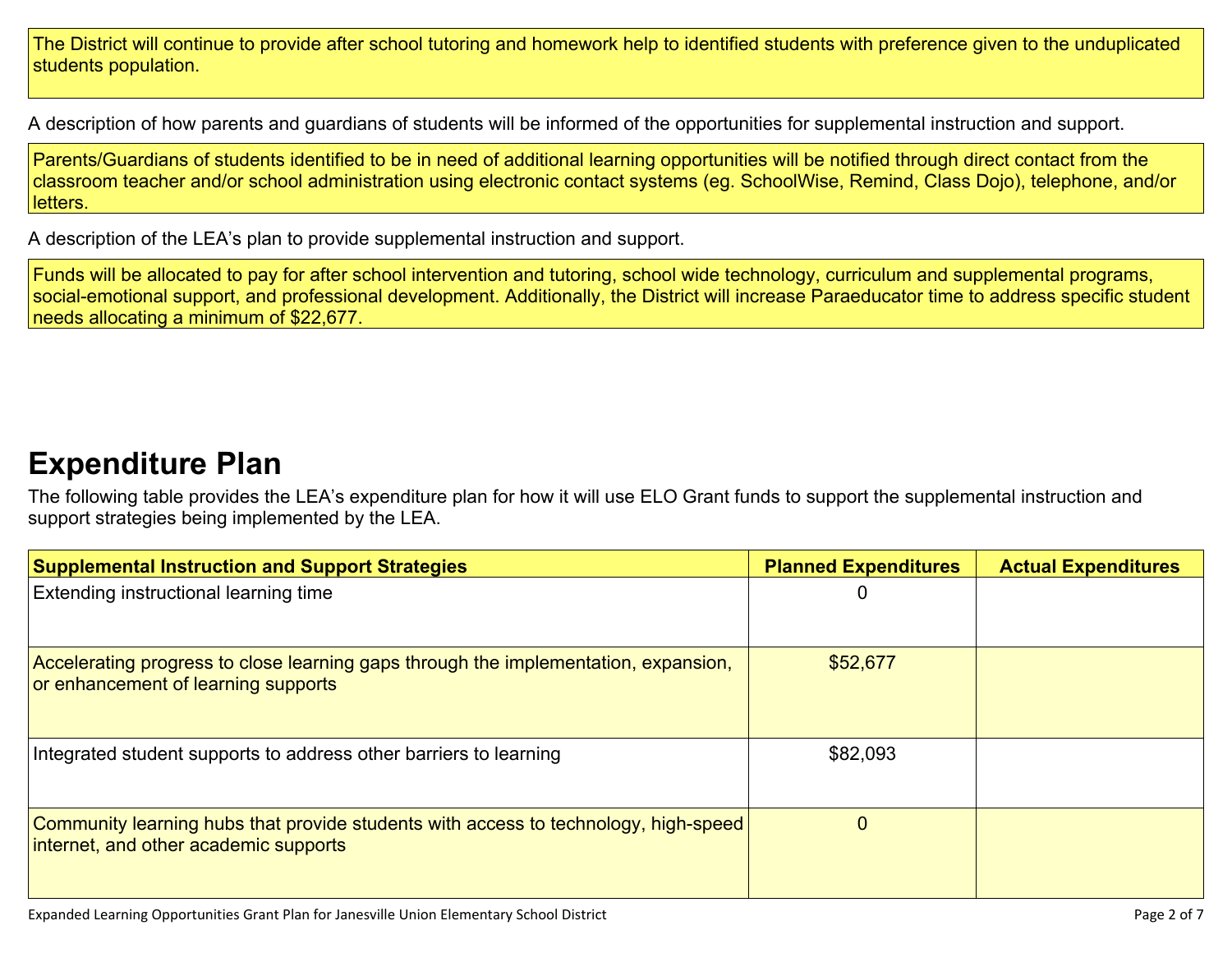The District will continue to provide after school tutoring and homework help to identified students with preference given to the unduplicated students population.

A description of how parents and guardians of students will be informed of the opportunities for supplemental instruction and support.

Parents/Guardians of students identified to be in need of additional learning opportunities will be notified through direct contact from the classroom teacher and/or school administration using electronic contact systems (eg. SchoolWise, Remind, Class Dojo), telephone, and/or letters.

A description of the LEA's plan to provide supplemental instruction and support.

Funds will be allocated to pay for after school intervention and tutoring, school wide technology, curriculum and supplemental programs, social-emotional support, and professional development. Additionally, the District will increase Paraeducator time to address specific student needs allocating a minimum of $22,677.

# Expenditure Plan

The following table provides the LEA's expenditure plan for how it will use ELO Grant funds to support the supplemental instruction and support strategies being implemented by the LEA.

| Supplemental Instruction and Support Strategies | Planned Expenditures | Actual Expenditures |
| --- | --- | --- |
| Extending instructional learning time | 0 | |
| Accelerating progress to close learning gaps through the implementation, expansion, or enhancement of learning supports | $52,677 | |
| Integrated student supports to address other barriers to learning | $82,093 | |
| Community learning hubs that provide students with access to technology, high-speed internet, and other academic supports | 0 | |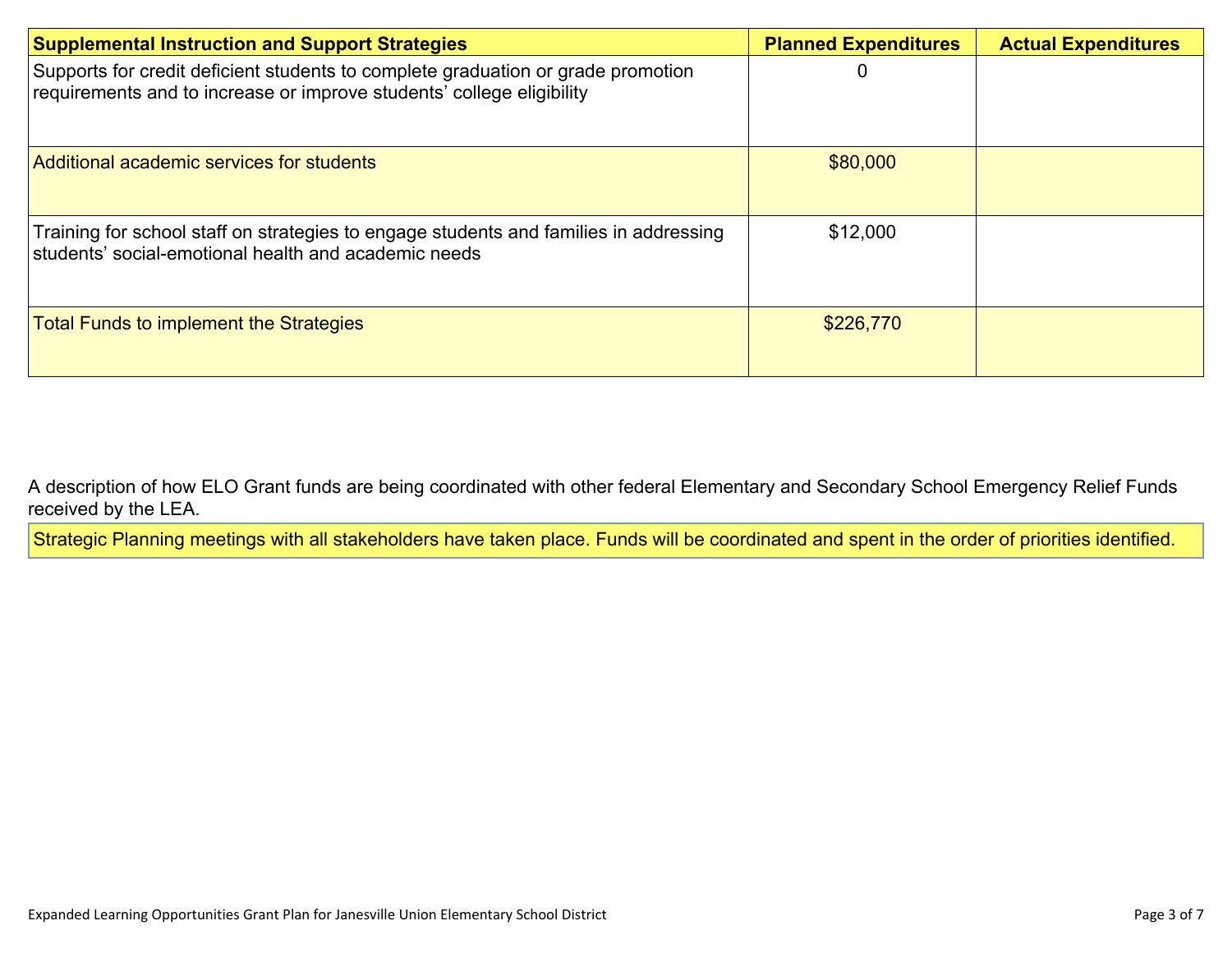| Supplemental Instruction and Support Strategies | Planned Expenditures | Actual Expenditures |
| --- | --- | --- |
| Supports for credit deficient students to complete graduation or grade promotion requirements and to increase or improve students' college eligibility | 0 | |
| Additional academic services for students | $80,000 | |
| Training for school staff on strategies to engage students and families in addressing students' social-emotional health and academic needs | $12,000 | |
| Total Funds to implement the Strategies | $226,770 | |

A description of how ELO Grant funds are being coordinated with other federal Elementary and Secondary School Emergency Relief Funds received by the LEA.

Strategic Planning meetings with all stakeholders have taken place. Funds will be coordinated and spent in the order of priorities identified.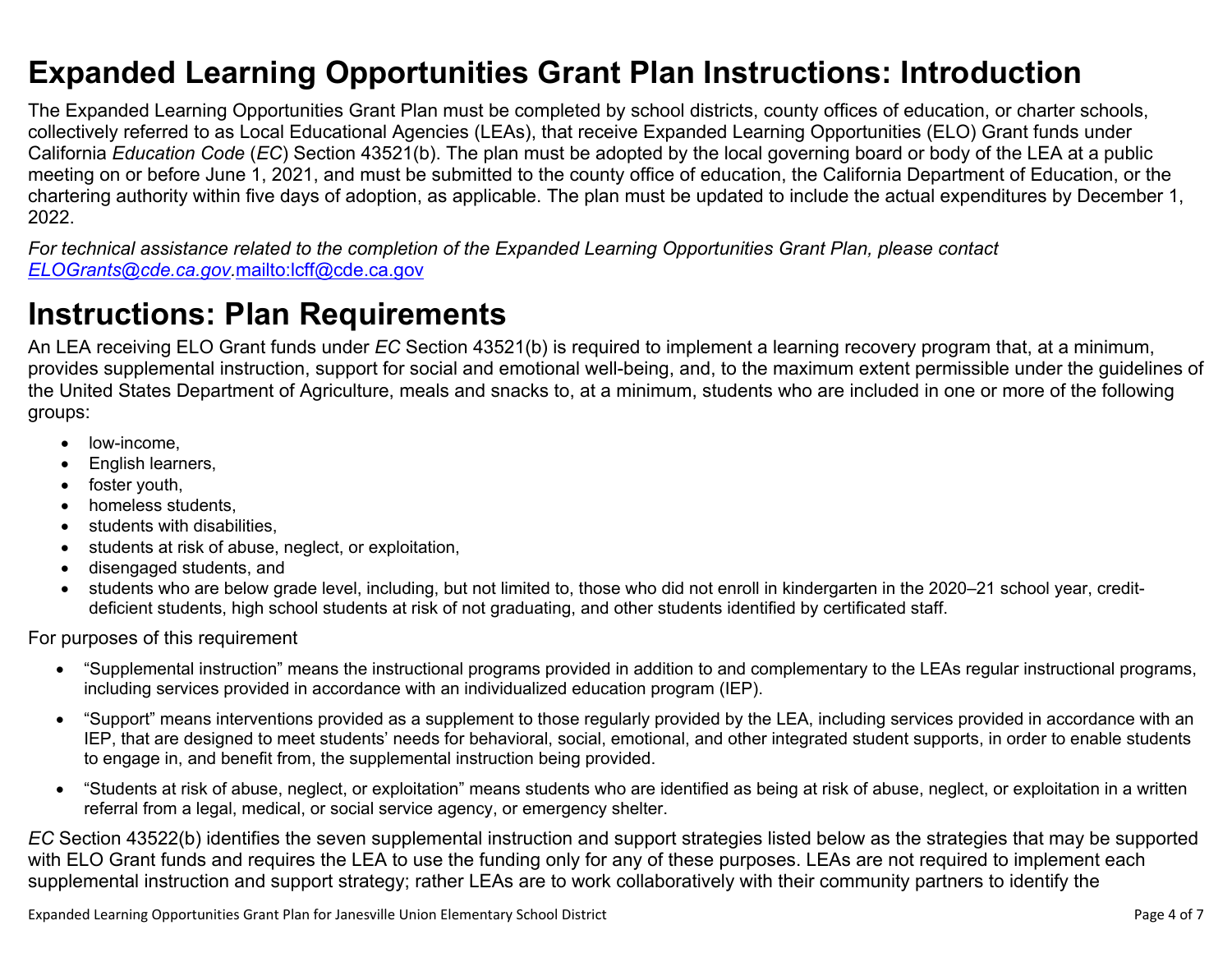# Expanded Learning Opportunities Grant Plan Instructions: Introduction

The Expanded Learning Opportunities Grant Plan must be completed by school districts, county offices of education, or charter schools, collectively referred to as Local Educational Agencies (LEAs), that receive Expanded Learning Opportunities (ELO) Grant funds under California *Education Code* (*EC*) Section 43521(b). The plan must be adopted by the local governing board or body of the LEA at a public meeting on or before June 1, 2021, and must be submitted to the county office of education, the California Department of Education, or the chartering authority within five days of adoption, as applicable. The plan must be updated to include the actual expenditures by December 1, 2022.

*For technical assistance related to the completion of the Expanded Learning Opportunities Grant Plan, please contact [ELOGrants@cde.ca.gov](mailto:ELOGrants@cde.ca.gov).*mailto:lcff@cde.ca.gov

# Instructions: Plan Requirements

An LEA receiving ELO Grant funds under *EC* Section 43521(b) is required to implement a learning recovery program that, at a minimum, provides supplemental instruction, support for social and emotional well-being, and, to the maximum extent permissible under the guidelines of the United States Department of Agriculture, meals and snacks to, at a minimum, students who are included in one or more of the following groups:

- low-income,
- English learners,
- foster youth,
- homeless students,
- students with disabilities,
- students at risk of abuse, neglect, or exploitation,
- disengaged students, and
- students who are below grade level, including, but not limited to, those who did not enroll in kindergarten in the 2020–21 school year, credit-deficient students, high school students at risk of not graduating, and other students identified by certificated staff.

For purposes of this requirement

- “Supplemental instruction” means the instructional programs provided in addition to and complementary to the LEAs regular instructional programs, including services provided in accordance with an individualized education program (IEP).
- “Support” means interventions provided as a supplement to those regularly provided by the LEA, including services provided in accordance with an IEP, that are designed to meet students’ needs for behavioral, social, emotional, and other integrated student supports, in order to enable students to engage in, and benefit from, the supplemental instruction being provided.
- “Students at risk of abuse, neglect, or exploitation” means students who are identified as being at risk of abuse, neglect, or exploitation in a written referral from a legal, medical, or social service agency, or emergency shelter.

*EC* Section 43522(b) identifies the seven supplemental instruction and support strategies listed below as the strategies that may be supported with ELO Grant funds and requires the LEA to use the funding only for any of these purposes. LEAs are not required to implement each supplemental instruction and support strategy; rather LEAs are to work collaboratively with their community partners to identify the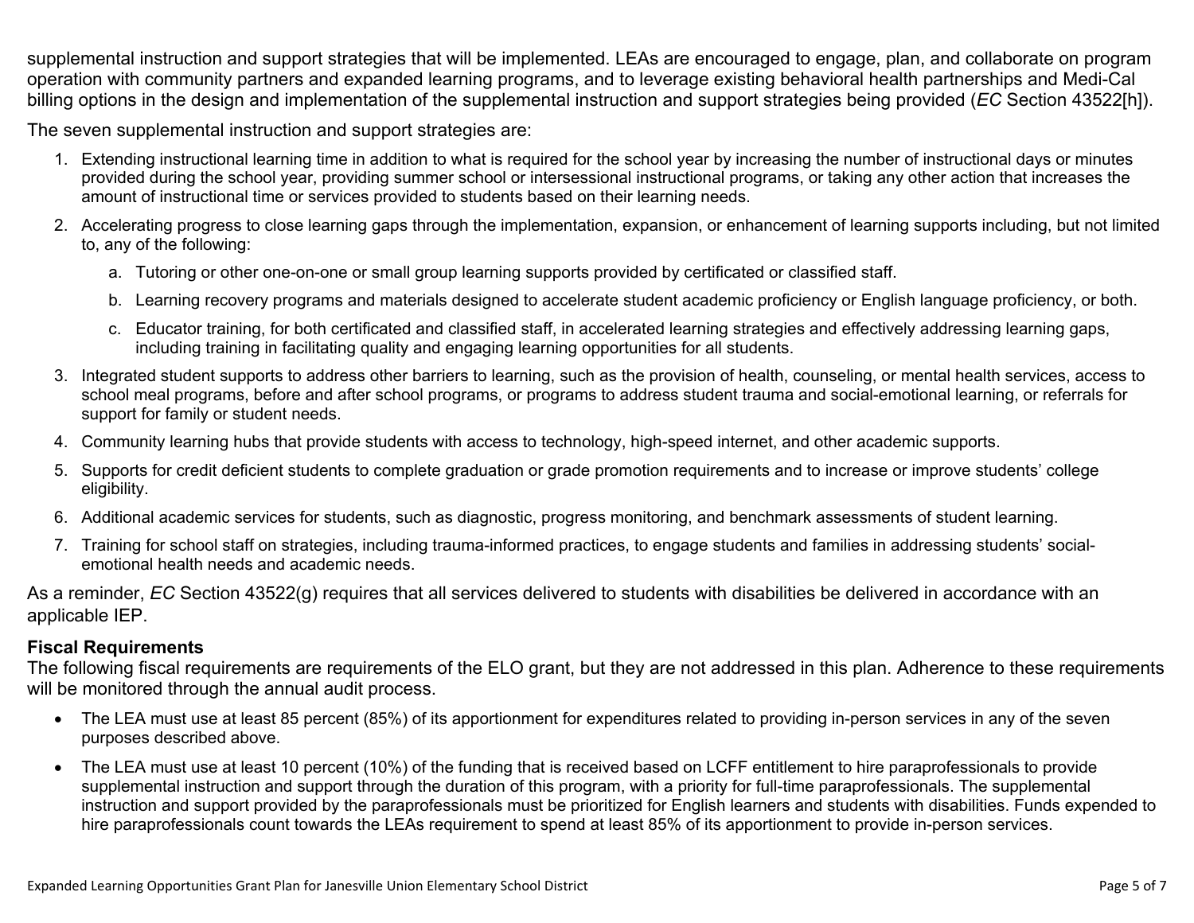supplemental instruction and support strategies that will be implemented. LEAs are encouraged to engage, plan, and collaborate on program operation with community partners and expanded learning programs, and to leverage existing behavioral health partnerships and Medi-Cal billing options in the design and implementation of the supplemental instruction and support strategies being provided (*EC* Section 43522[h]).

The seven supplemental instruction and support strategies are:

1. Extending instructional learning time in addition to what is required for the school year by increasing the number of instructional days or minutes provided during the school year, providing summer school or intersessional instructional programs, or taking any other action that increases the amount of instructional time or services provided to students based on their learning needs.
2. Accelerating progress to close learning gaps through the implementation, expansion, or enhancement of learning supports including, but not limited to, any of the following:
    a. Tutoring or other one-on-one or small group learning supports provided by certificated or classified staff.
    b. Learning recovery programs and materials designed to accelerate student academic proficiency or English language proficiency, or both.
    c. Educator training, for both certificated and classified staff, in accelerated learning strategies and effectively addressing learning gaps, including training in facilitating quality and engaging learning opportunities for all students.
3. Integrated student supports to address other barriers to learning, such as the provision of health, counseling, or mental health services, access to school meal programs, before and after school programs, or programs to address student trauma and social-emotional learning, or referrals for support for family or student needs.
4. Community learning hubs that provide students with access to technology, high-speed internet, and other academic supports.
5. Supports for credit deficient students to complete graduation or grade promotion requirements and to increase or improve students' college eligibility.
6. Additional academic services for students, such as diagnostic, progress monitoring, and benchmark assessments of student learning.
7. Training for school staff on strategies, including trauma-informed practices, to engage students and families in addressing students' social-emotional health needs and academic needs.

As a reminder, *EC* Section 43522(g) requires that all services delivered to students with disabilities be delivered in accordance with an applicable IEP.

**Fiscal Requirements**

The following fiscal requirements are requirements of the ELO grant, but they are not addressed in this plan. Adherence to these requirements will be monitored through the annual audit process.

- The LEA must use at least 85 percent (85%) of its apportionment for expenditures related to providing in-person services in any of the seven purposes described above.
- The LEA must use at least 10 percent (10%) of the funding that is received based on LCFF entitlement to hire paraprofessionals to provide supplemental instruction and support through the duration of this program, with a priority for full-time paraprofessionals. The supplemental instruction and support provided by the paraprofessionals must be prioritized for English learners and students with disabilities. Funds expended to hire paraprofessionals count towards the LEAs requirement to spend at least 85% of its apportionment to provide in-person services.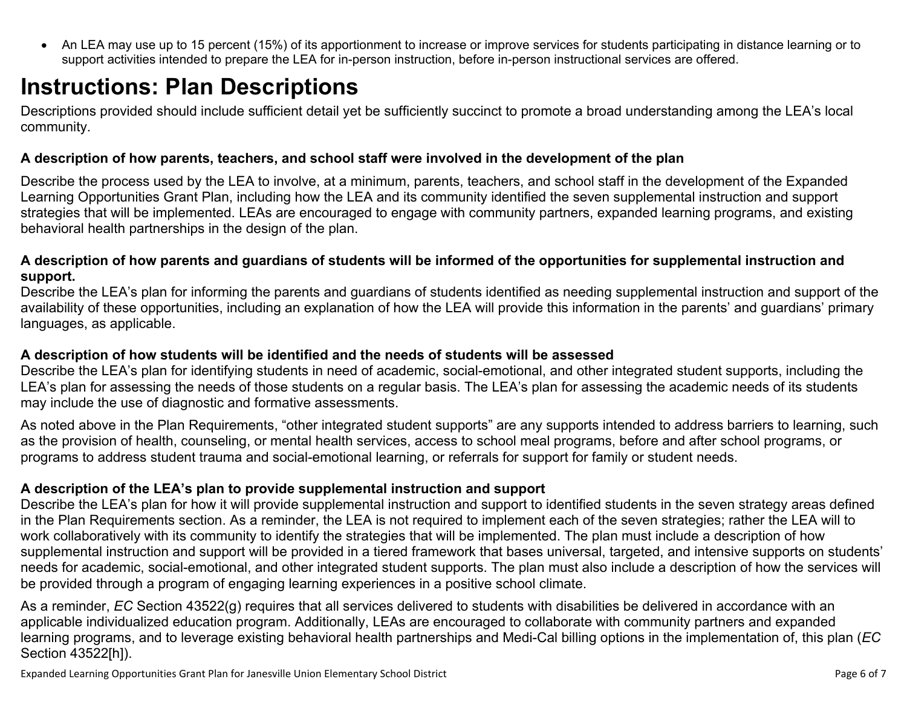- An LEA may use up to 15 percent (15%) of its apportionment to increase or improve services for students participating in distance learning or to support activities intended to prepare the LEA for in-person instruction, before in-person instructional services are offered.

# Instructions: Plan Descriptions

Descriptions provided should include sufficient detail yet be sufficiently succinct to promote a broad understanding among the LEA's local community.

**A description of how parents, teachers, and school staff were involved in the development of the plan**

Describe the process used by the LEA to involve, at a minimum, parents, teachers, and school staff in the development of the Expanded Learning Opportunities Grant Plan, including how the LEA and its community identified the seven supplemental instruction and support strategies that will be implemented. LEAs are encouraged to engage with community partners, expanded learning programs, and existing behavioral health partnerships in the design of the plan.

**A description of how parents and guardians of students will be informed of the opportunities for supplemental instruction and support.**

Describe the LEA's plan for informing the parents and guardians of students identified as needing supplemental instruction and support of the availability of these opportunities, including an explanation of how the LEA will provide this information in the parents' and guardians' primary languages, as applicable.

**A description of how students will be identified and the needs of students will be assessed**

Describe the LEA's plan for identifying students in need of academic, social-emotional, and other integrated student supports, including the LEA's plan for assessing the needs of those students on a regular basis. The LEA's plan for assessing the academic needs of its students may include the use of diagnostic and formative assessments.

As noted above in the Plan Requirements, "other integrated student supports" are any supports intended to address barriers to learning, such as the provision of health, counseling, or mental health services, access to school meal programs, before and after school programs, or programs to address student trauma and social-emotional learning, or referrals for support for family or student needs.

**A description of the LEA's plan to provide supplemental instruction and support**

Describe the LEA's plan for how it will provide supplemental instruction and support to identified students in the seven strategy areas defined in the Plan Requirements section. As a reminder, the LEA is not required to implement each of the seven strategies; rather the LEA will to work collaboratively with its community to identify the strategies that will be implemented. The plan must include a description of how supplemental instruction and support will be provided in a tiered framework that bases universal, targeted, and intensive supports on students' needs for academic, social-emotional, and other integrated student supports. The plan must also include a description of how the services will be provided through a program of engaging learning experiences in a positive school climate.

As a reminder, *EC* Section 43522(g) requires that all services delivered to students with disabilities be delivered in accordance with an applicable individualized education program. Additionally, LEAs are encouraged to collaborate with community partners and expanded learning programs, and to leverage existing behavioral health partnerships and Medi-Cal billing options in the implementation of, this plan (*EC* Section 43522[h]).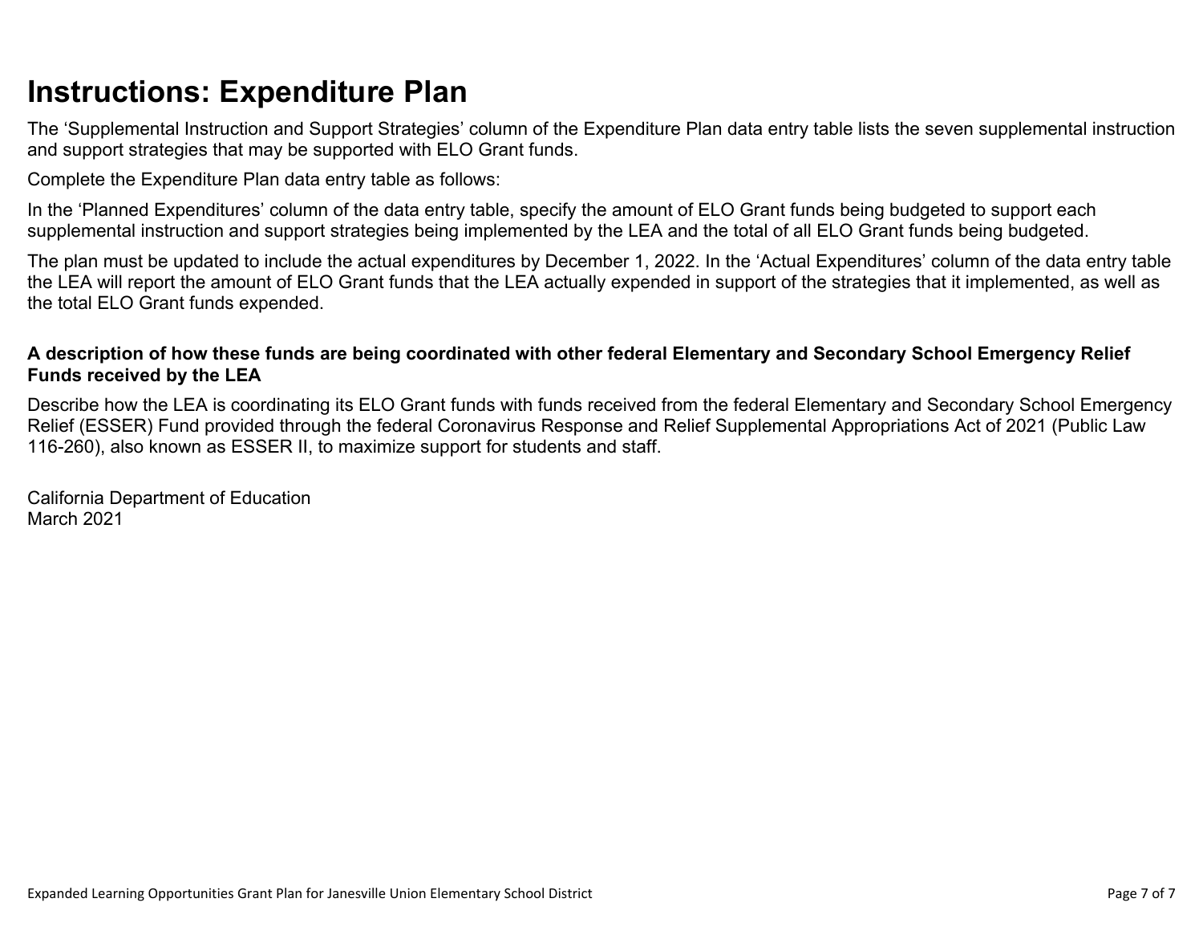# Instructions: Expenditure Plan

The 'Supplemental Instruction and Support Strategies' column of the Expenditure Plan data entry table lists the seven supplemental instruction and support strategies that may be supported with ELO Grant funds.

Complete the Expenditure Plan data entry table as follows:

In the 'Planned Expenditures' column of the data entry table, specify the amount of ELO Grant funds being budgeted to support each supplemental instruction and support strategies being implemented by the LEA and the total of all ELO Grant funds being budgeted.

The plan must be updated to include the actual expenditures by December 1, 2022. In the 'Actual Expenditures' column of the data entry table the LEA will report the amount of ELO Grant funds that the LEA actually expended in support of the strategies that it implemented, as well as the total ELO Grant funds expended.

**A description of how these funds are being coordinated with other federal Elementary and Secondary School Emergency Relief Funds received by the LEA**

Describe how the LEA is coordinating its ELO Grant funds with funds received from the federal Elementary and Secondary School Emergency Relief (ESSER) Fund provided through the federal Coronavirus Response and Relief Supplemental Appropriations Act of 2021 (Public Law 116-260), also known as ESSER II, to maximize support for students and staff.

California Department of Education
March 2021